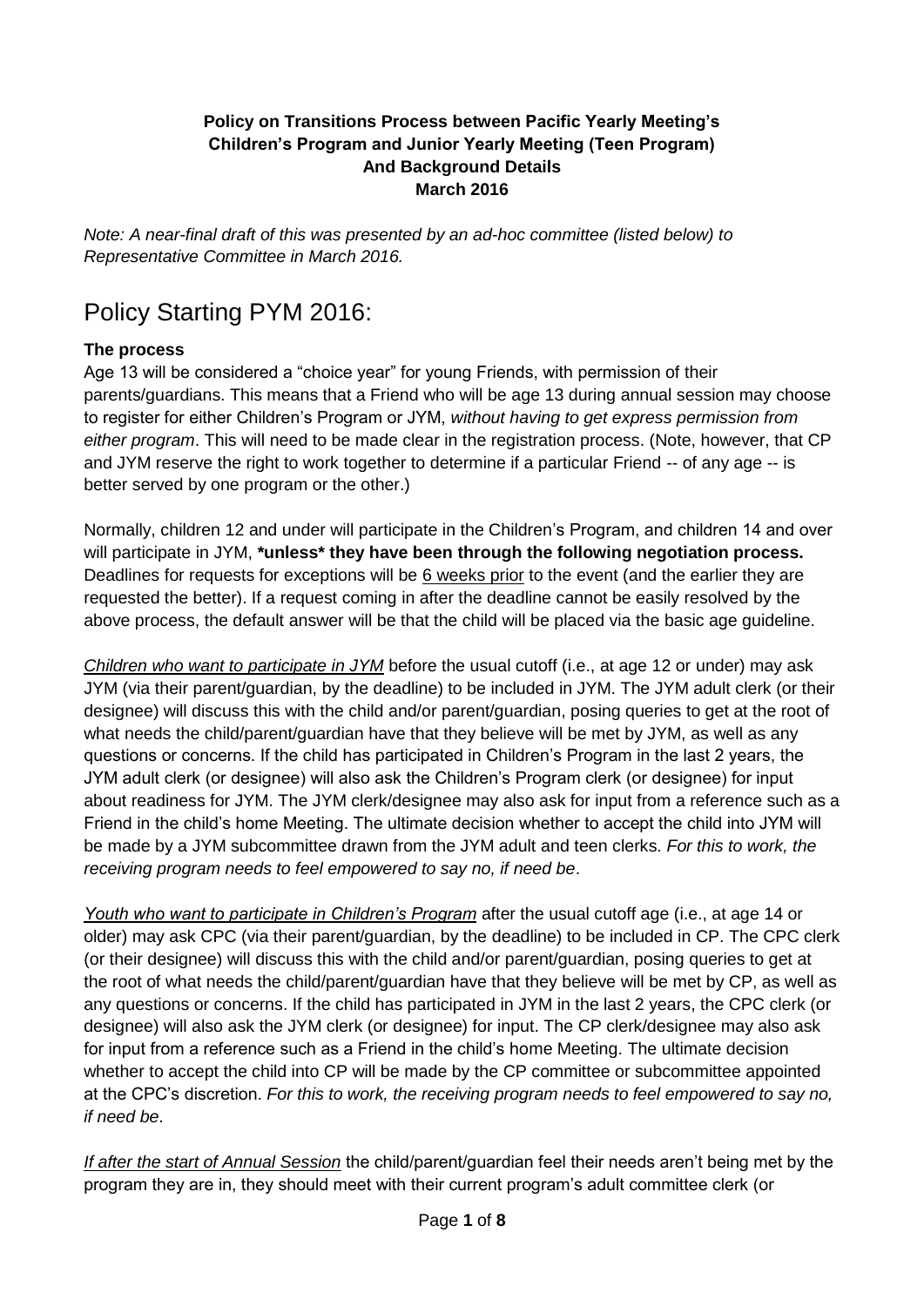**Policy on Transitions Process between Pacific Yearly Meeting's Children's Program and Junior Yearly Meeting (Teen Program) And Background Details March 2016**

*Note: A near-final draft of this was presented by an ad-hoc committee (listed below) to Representative Committee in March 2016.*

# Policy Starting PYM 2016:

### The process

Age 13 will be considered a "choice year" for young Friends, with permission of their parents/guardians. This means that a Friend who will be age 13 during annual session may choose to register for either Children's Program or JYM, *without having to get express permission from either program*. This will need to be made clear in the registration process. (Note, however, that CP and JYM reserve the right to work together to determine if a particular Friend -- of any age -- is better served by one program or the other.)

Normally, children 12 and under will participate in the Children's Program, and children 14 and over will participate in JYM, ***unless* they have been through the following negotiation process.** Deadlines for requests for exceptions will be <u>6 weeks prior</u> to the event (and the earlier they are requested the better). If a request coming in after the deadline cannot be easily resolved by the above process, the default answer will be that the child will be placed via the basic age guideline.

*<u>Children who want to participate in JYM</u>* before the usual cutoff (i.e., at age 12 or under) may ask JYM (via their parent/guardian, by the deadline) to be included in JYM. The JYM adult clerk (or their designee) will discuss this with the child and/or parent/guardian, posing queries to get at the root of what needs the child/parent/guardian have that they believe will be met by JYM, as well as any questions or concerns. If the child has participated in Children's Program in the last 2 years, the JYM adult clerk (or designee) will also ask the Children's Program clerk (or designee) for input about readiness for JYM. The JYM clerk/designee may also ask for input from a reference such as a Friend in the child's home Meeting. The ultimate decision whether to accept the child into JYM will be made by a JYM subcommittee drawn from the JYM adult and teen clerks. *For this to work, the receiving program needs to feel empowered to say no, if need be*.

*<u>Youth who want to participate in Children's Program</u>* after the usual cutoff age (i.e., at age 14 or older) may ask CPC (via their parent/guardian, by the deadline) to be included in CP. The CPC clerk (or their designee) will discuss this with the child and/or parent/guardian, posing queries to get at the root of what needs the child/parent/guardian have that they believe will be met by CP, as well as any questions or concerns. If the child has participated in JYM in the last 2 years, the CPC clerk (or designee) will also ask the JYM clerk (or designee) for input. The CP clerk/designee may also ask for input from a reference such as a Friend in the child's home Meeting. The ultimate decision whether to accept the child into CP will be made by the CP committee or subcommittee appointed at the CPC's discretion. *For this to work, the receiving program needs to feel empowered to say no, if need be*.

*<u>If after the start of Annual Session</u>* the child/parent/guardian feel their needs aren't being met by the program they are in, they should meet with their current program's adult committee clerk (or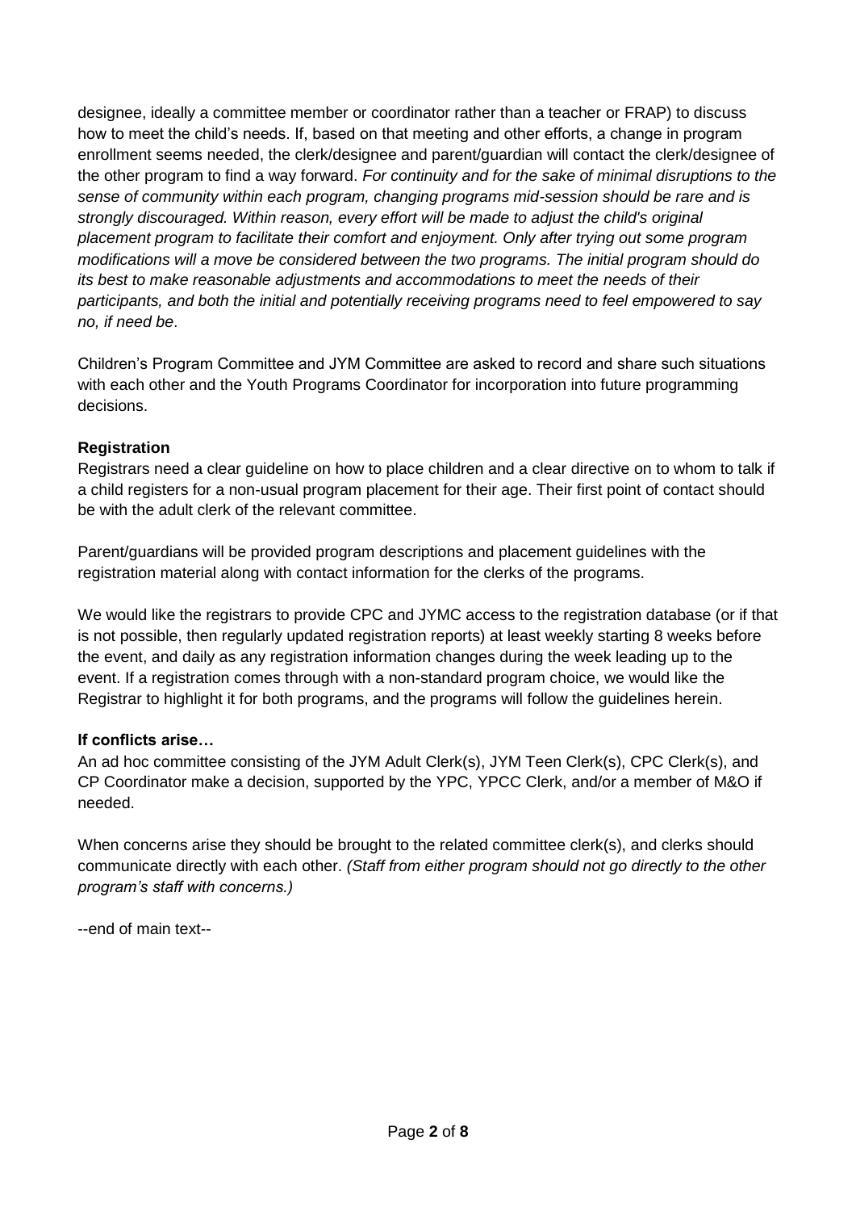designee, ideally a committee member or coordinator rather than a teacher or FRAP) to discuss how to meet the child's needs. If, based on that meeting and other efforts, a change in program enrollment seems needed, the clerk/designee and parent/guardian will contact the clerk/designee of the other program to find a way forward. *For continuity and for the sake of minimal disruptions to the sense of community within each program, changing programs mid-session should be rare and is strongly discouraged. Within reason, every effort will be made to adjust the child's original placement program to facilitate their comfort and enjoyment. Only after trying out some program modifications will a move be considered between the two programs. The initial program should do its best to make reasonable adjustments and accommodations to meet the needs of their participants, and both the initial and potentially receiving programs need to feel empowered to say no, if need be*.

Children's Program Committee and JYM Committee are asked to record and share such situations with each other and the Youth Programs Coordinator for incorporation into future programming decisions.

**Registration**

Registrars need a clear guideline on how to place children and a clear directive on to whom to talk if a child registers for a non-usual program placement for their age. Their first point of contact should be with the adult clerk of the relevant committee.

Parent/guardians will be provided program descriptions and placement guidelines with the registration material along with contact information for the clerks of the programs.

We would like the registrars to provide CPC and JYMC access to the registration database (or if that is not possible, then regularly updated registration reports) at least weekly starting 8 weeks before the event, and daily as any registration information changes during the week leading up to the event. If a registration comes through with a non-standard program choice, we would like the Registrar to highlight it for both programs, and the programs will follow the guidelines herein.

**If conflicts arise…**

An ad hoc committee consisting of the JYM Adult Clerk(s), JYM Teen Clerk(s), CPC Clerk(s), and CP Coordinator make a decision, supported by the YPC, YPCC Clerk, and/or a member of M&O if needed.

When concerns arise they should be brought to the related committee clerk(s), and clerks should communicate directly with each other. *(Staff from either program should not go directly to the other program's staff with concerns.)*

--end of main text--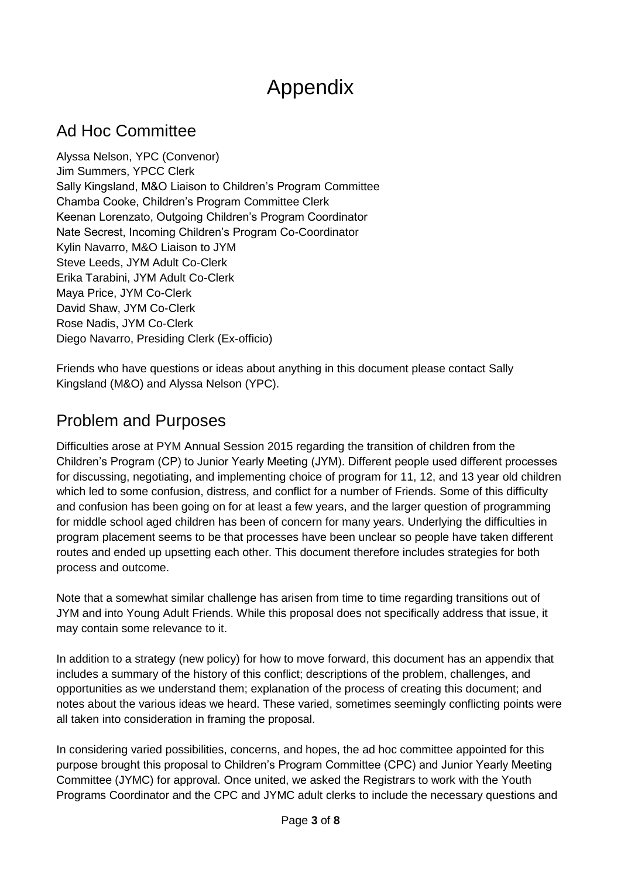# Appendix

## Ad Hoc Committee

Alyssa Nelson, YPC (Convenor)
Jim Summers, YPCC Clerk
Sally Kingsland, M&O Liaison to Children's Program Committee
Chamba Cooke, Children's Program Committee Clerk
Keenan Lorenzato, Outgoing Children's Program Coordinator
Nate Secrest, Incoming Children's Program Co-Coordinator
Kylin Navarro, M&O Liaison to JYM
Steve Leeds, JYM Adult Co-Clerk
Erika Tarabini, JYM Adult Co-Clerk
Maya Price, JYM Co-Clerk
David Shaw, JYM Co-Clerk
Rose Nadis, JYM Co-Clerk
Diego Navarro, Presiding Clerk (Ex-officio)

Friends who have questions or ideas about anything in this document please contact Sally Kingsland (M&O) and Alyssa Nelson (YPC).

## Problem and Purposes

Difficulties arose at PYM Annual Session 2015 regarding the transition of children from the Children's Program (CP) to Junior Yearly Meeting (JYM). Different people used different processes for discussing, negotiating, and implementing choice of program for 11, 12, and 13 year old children which led to some confusion, distress, and conflict for a number of Friends. Some of this difficulty and confusion has been going on for at least a few years, and the larger question of programming for middle school aged children has been of concern for many years. Underlying the difficulties in program placement seems to be that processes have been unclear so people have taken different routes and ended up upsetting each other. This document therefore includes strategies for both process and outcome.

Note that a somewhat similar challenge has arisen from time to time regarding transitions out of JYM and into Young Adult Friends. While this proposal does not specifically address that issue, it may contain some relevance to it.

In addition to a strategy (new policy) for how to move forward, this document has an appendix that includes a summary of the history of this conflict; descriptions of the problem, challenges, and opportunities as we understand them; explanation of the process of creating this document; and notes about the various ideas we heard. These varied, sometimes seemingly conflicting points were all taken into consideration in framing the proposal.

In considering varied possibilities, concerns, and hopes, the ad hoc committee appointed for this purpose brought this proposal to Children's Program Committee (CPC) and Junior Yearly Meeting Committee (JYMC) for approval. Once united, we asked the Registrars to work with the Youth Programs Coordinator and the CPC and JYMC adult clerks to include the necessary questions and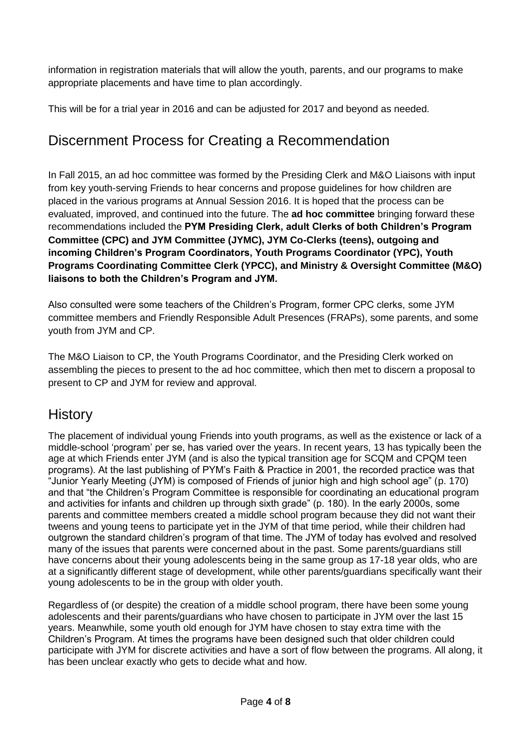information in registration materials that will allow the youth, parents, and our programs to make appropriate placements and have time to plan accordingly.

This will be for a trial year in 2016 and can be adjusted for 2017 and beyond as needed.

## Discernment Process for Creating a Recommendation

In Fall 2015, an ad hoc committee was formed by the Presiding Clerk and M&O Liaisons with input from key youth-serving Friends to hear concerns and propose guidelines for how children are placed in the various programs at Annual Session 2016. It is hoped that the process can be evaluated, improved, and continued into the future. The **ad hoc committee** bringing forward these recommendations included the **PYM Presiding Clerk, adult Clerks of both Children's Program Committee (CPC) and JYM Committee (JYMC), JYM Co-Clerks (teens), outgoing and incoming Children's Program Coordinators, Youth Programs Coordinator (YPC), Youth Programs Coordinating Committee Clerk (YPCC), and Ministry & Oversight Committee (M&O) liaisons to both the Children's Program and JYM.**

Also consulted were some teachers of the Children's Program, former CPC clerks, some JYM committee members and Friendly Responsible Adult Presences (FRAPs), some parents, and some youth from JYM and CP.

The M&O Liaison to CP, the Youth Programs Coordinator, and the Presiding Clerk worked on assembling the pieces to present to the ad hoc committee, which then met to discern a proposal to present to CP and JYM for review and approval.

## History

The placement of individual young Friends into youth programs, as well as the existence or lack of a middle-school 'program' per se, has varied over the years. In recent years, 13 has typically been the age at which Friends enter JYM (and is also the typical transition age for SCQM and CPQM teen programs). At the last publishing of PYM's Faith & Practice in 2001, the recorded practice was that "Junior Yearly Meeting (JYM) is composed of Friends of junior high and high school age" (p. 170) and that "the Children's Program Committee is responsible for coordinating an educational program and activities for infants and children up through sixth grade" (p. 180). In the early 2000s, some parents and committee members created a middle school program because they did not want their tweens and young teens to participate yet in the JYM of that time period, while their children had outgrown the standard children's program of that time. The JYM of today has evolved and resolved many of the issues that parents were concerned about in the past. Some parents/guardians still have concerns about their young adolescents being in the same group as 17-18 year olds, who are at a significantly different stage of development, while other parents/guardians specifically want their young adolescents to be in the group with older youth.

Regardless of (or despite) the creation of a middle school program, there have been some young adolescents and their parents/guardians who have chosen to participate in JYM over the last 15 years. Meanwhile, some youth old enough for JYM have chosen to stay extra time with the Children's Program. At times the programs have been designed such that older children could participate with JYM for discrete activities and have a sort of flow between the programs. All along, it has been unclear exactly who gets to decide what and how.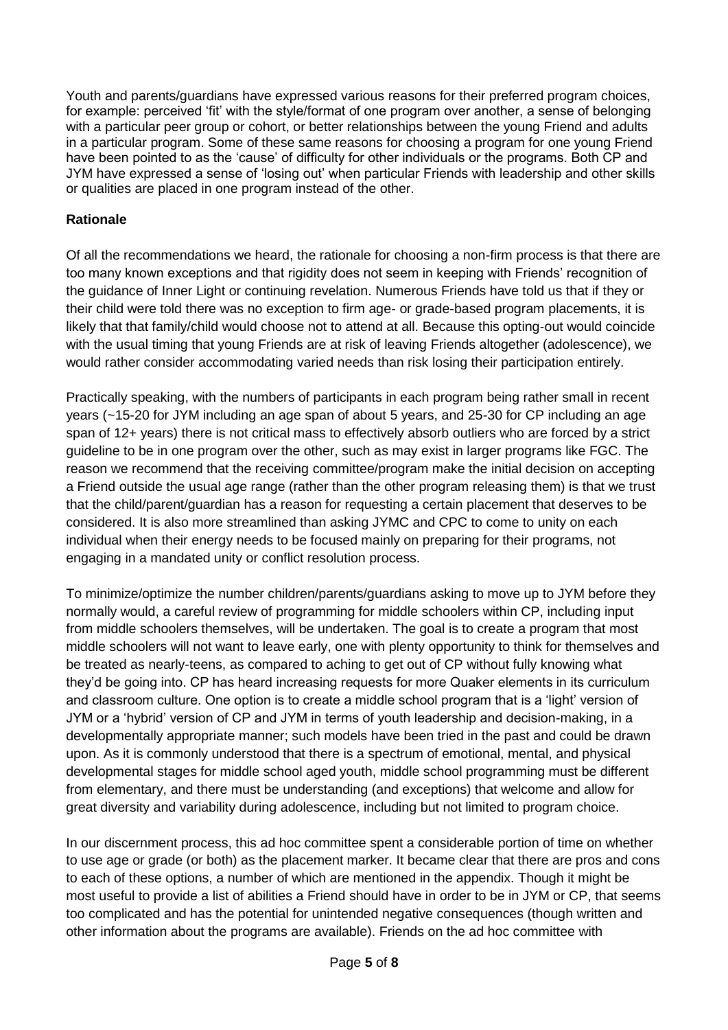Youth and parents/guardians have expressed various reasons for their preferred program choices, for example: perceived 'fit' with the style/format of one program over another, a sense of belonging with a particular peer group or cohort, or better relationships between the young Friend and adults in a particular program. Some of these same reasons for choosing a program for one young Friend have been pointed to as the 'cause' of difficulty for other individuals or the programs. Both CP and JYM have expressed a sense of 'losing out' when particular Friends with leadership and other skills or qualities are placed in one program instead of the other.

**Rationale**

Of all the recommendations we heard, the rationale for choosing a non-firm process is that there are too many known exceptions and that rigidity does not seem in keeping with Friends' recognition of the guidance of Inner Light or continuing revelation. Numerous Friends have told us that if they or their child were told there was no exception to firm age- or grade-based program placements, it is likely that that family/child would choose not to attend at all. Because this opting-out would coincide with the usual timing that young Friends are at risk of leaving Friends altogether (adolescence), we would rather consider accommodating varied needs than risk losing their participation entirely.

Practically speaking, with the numbers of participants in each program being rather small in recent years (~15-20 for JYM including an age span of about 5 years, and 25-30 for CP including an age span of 12+ years) there is not critical mass to effectively absorb outliers who are forced by a strict guideline to be in one program over the other, such as may exist in larger programs like FGC. The reason we recommend that the receiving committee/program make the initial decision on accepting a Friend outside the usual age range (rather than the other program releasing them) is that we trust that the child/parent/guardian has a reason for requesting a certain placement that deserves to be considered. It is also more streamlined than asking JYMC and CPC to come to unity on each individual when their energy needs to be focused mainly on preparing for their programs, not engaging in a mandated unity or conflict resolution process.

To minimize/optimize the number children/parents/guardians asking to move up to JYM before they normally would, a careful review of programming for middle schoolers within CP, including input from middle schoolers themselves, will be undertaken. The goal is to create a program that most middle schoolers will not want to leave early, one with plenty opportunity to think for themselves and be treated as nearly-teens, as compared to aching to get out of CP without fully knowing what they'd be going into. CP has heard increasing requests for more Quaker elements in its curriculum and classroom culture. One option is to create a middle school program that is a 'light' version of JYM or a 'hybrid' version of CP and JYM in terms of youth leadership and decision-making, in a developmentally appropriate manner; such models have been tried in the past and could be drawn upon. As it is commonly understood that there is a spectrum of emotional, mental, and physical developmental stages for middle school aged youth, middle school programming must be different from elementary, and there must be understanding (and exceptions) that welcome and allow for great diversity and variability during adolescence, including but not limited to program choice.

In our discernment process, this ad hoc committee spent a considerable portion of time on whether to use age or grade (or both) as the placement marker. It became clear that there are pros and cons to each of these options, a number of which are mentioned in the appendix. Though it might be most useful to provide a list of abilities a Friend should have in order to be in JYM or CP, that seems too complicated and has the potential for unintended negative consequences (though written and other information about the programs are available). Friends on the ad hoc committee with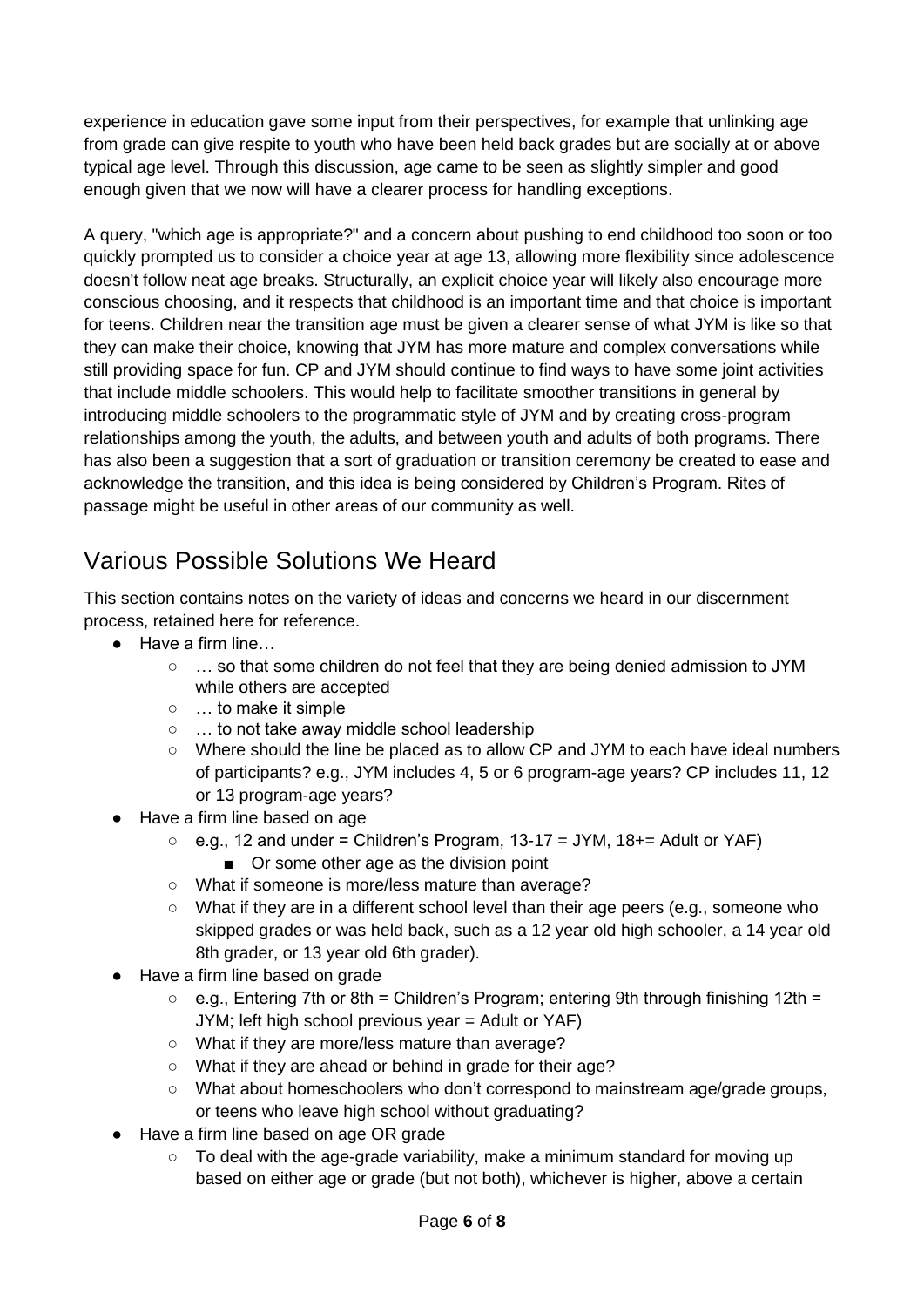experience in education gave some input from their perspectives, for example that unlinking age from grade can give respite to youth who have been held back grades but are socially at or above typical age level. Through this discussion, age came to be seen as slightly simpler and good enough given that we now will have a clearer process for handling exceptions.

A query, "which age is appropriate?" and a concern about pushing to end childhood too soon or too quickly prompted us to consider a choice year at age 13, allowing more flexibility since adolescence doesn't follow neat age breaks. Structurally, an explicit choice year will likely also encourage more conscious choosing, and it respects that childhood is an important time and that choice is important for teens. Children near the transition age must be given a clearer sense of what JYM is like so that they can make their choice, knowing that JYM has more mature and complex conversations while still providing space for fun. CP and JYM should continue to find ways to have some joint activities that include middle schoolers. This would help to facilitate smoother transitions in general by introducing middle schoolers to the programmatic style of JYM and by creating cross-program relationships among the youth, the adults, and between youth and adults of both programs. There has also been a suggestion that a sort of graduation or transition ceremony be created to ease and acknowledge the transition, and this idea is being considered by Children's Program. Rites of passage might be useful in other areas of our community as well.

## Various Possible Solutions We Heard

This section contains notes on the variety of ideas and concerns we heard in our discernment process, retained here for reference.

- Have a firm line…
    - … so that some children do not feel that they are being denied admission to JYM while others are accepted
    - … to make it simple
    - … to not take away middle school leadership
    - Where should the line be placed as to allow CP and JYM to each have ideal numbers of participants? e.g., JYM includes 4, 5 or 6 program-age years? CP includes 11, 12 or 13 program-age years?
- Have a firm line based on age
    - e.g., 12 and under = Children's Program, 13-17 = JYM, 18+= Adult or YAF)
        - Or some other age as the division point
    - What if someone is more/less mature than average?
    - What if they are in a different school level than their age peers (e.g., someone who skipped grades or was held back, such as a 12 year old high schooler, a 14 year old 8th grader, or 13 year old 6th grader).
- Have a firm line based on grade
    - e.g., Entering 7th or 8th = Children's Program; entering 9th through finishing 12th = JYM; left high school previous year = Adult or YAF)
    - What if they are more/less mature than average?
    - What if they are ahead or behind in grade for their age?
    - What about homeschoolers who don't correspond to mainstream age/grade groups, or teens who leave high school without graduating?
- Have a firm line based on age OR grade
    - To deal with the age-grade variability, make a minimum standard for moving up based on either age or grade (but not both), whichever is higher, above a certain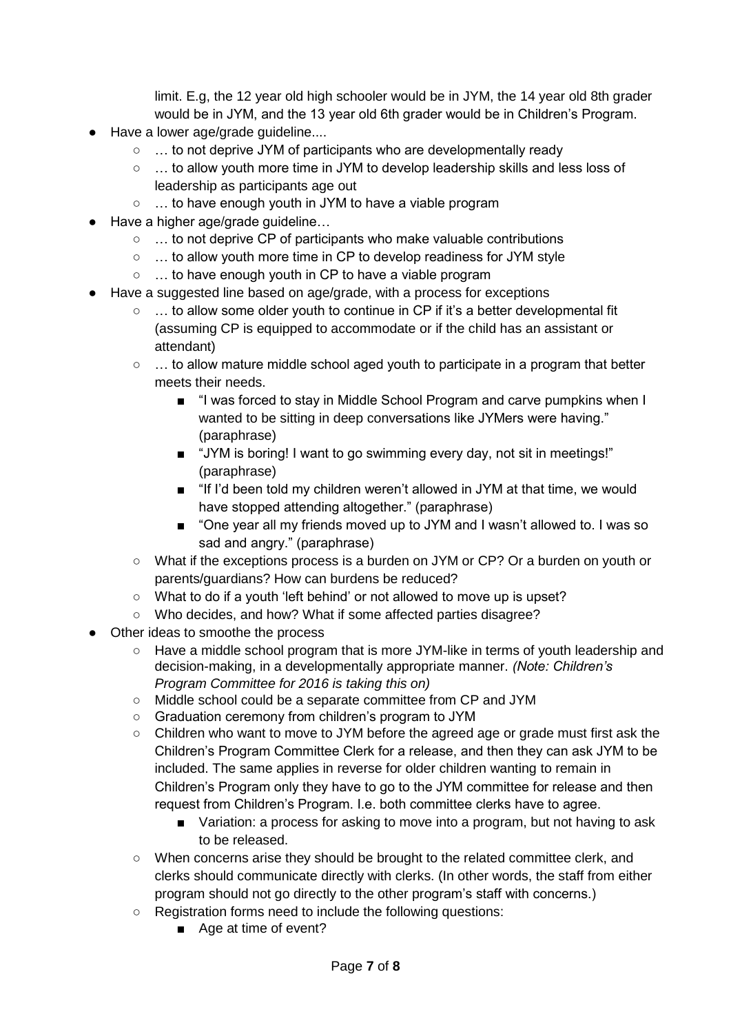limit. E.g, the 12 year old high schooler would be in JYM, the 14 year old 8th grader would be in JYM, and the 13 year old 6th grader would be in Children's Program.

- Have a lower age/grade guideline....
  - … to not deprive JYM of participants who are developmentally ready
  - … to allow youth more time in JYM to develop leadership skills and less loss of leadership as participants age out
  - … to have enough youth in JYM to have a viable program
- Have a higher age/grade guideline…
  - … to not deprive CP of participants who make valuable contributions
  - … to allow youth more time in CP to develop readiness for JYM style
  - … to have enough youth in CP to have a viable program
- Have a suggested line based on age/grade, with a process for exceptions
  - … to allow some older youth to continue in CP if it's a better developmental fit (assuming CP is equipped to accommodate or if the child has an assistant or attendant)
  - … to allow mature middle school aged youth to participate in a program that better meets their needs.
    - "I was forced to stay in Middle School Program and carve pumpkins when I wanted to be sitting in deep conversations like JYMers were having." (paraphrase)
    - "JYM is boring! I want to go swimming every day, not sit in meetings!" (paraphrase)
    - "If I'd been told my children weren't allowed in JYM at that time, we would have stopped attending altogether." (paraphrase)
    - "One year all my friends moved up to JYM and I wasn't allowed to. I was so sad and angry." (paraphrase)
  - What if the exceptions process is a burden on JYM or CP? Or a burden on youth or parents/guardians? How can burdens be reduced?
  - What to do if a youth 'left behind' or not allowed to move up is upset?
  - Who decides, and how? What if some affected parties disagree?
- Other ideas to smoothe the process
  - Have a middle school program that is more JYM-like in terms of youth leadership and decision-making, in a developmentally appropriate manner. *(Note: Children's Program Committee for 2016 is taking this on)*
  - Middle school could be a separate committee from CP and JYM
  - Graduation ceremony from children's program to JYM
  - Children who want to move to JYM before the agreed age or grade must first ask the Children's Program Committee Clerk for a release, and then they can ask JYM to be included. The same applies in reverse for older children wanting to remain in Children's Program only they have to go to the JYM committee for release and then request from Children's Program. I.e. both committee clerks have to agree.
    - Variation: a process for asking to move into a program, but not having to ask to be released.
  - When concerns arise they should be brought to the related committee clerk, and clerks should communicate directly with clerks. (In other words, the staff from either program should not go directly to the other program's staff with concerns.)
  - Registration forms need to include the following questions:
    - Age at time of event?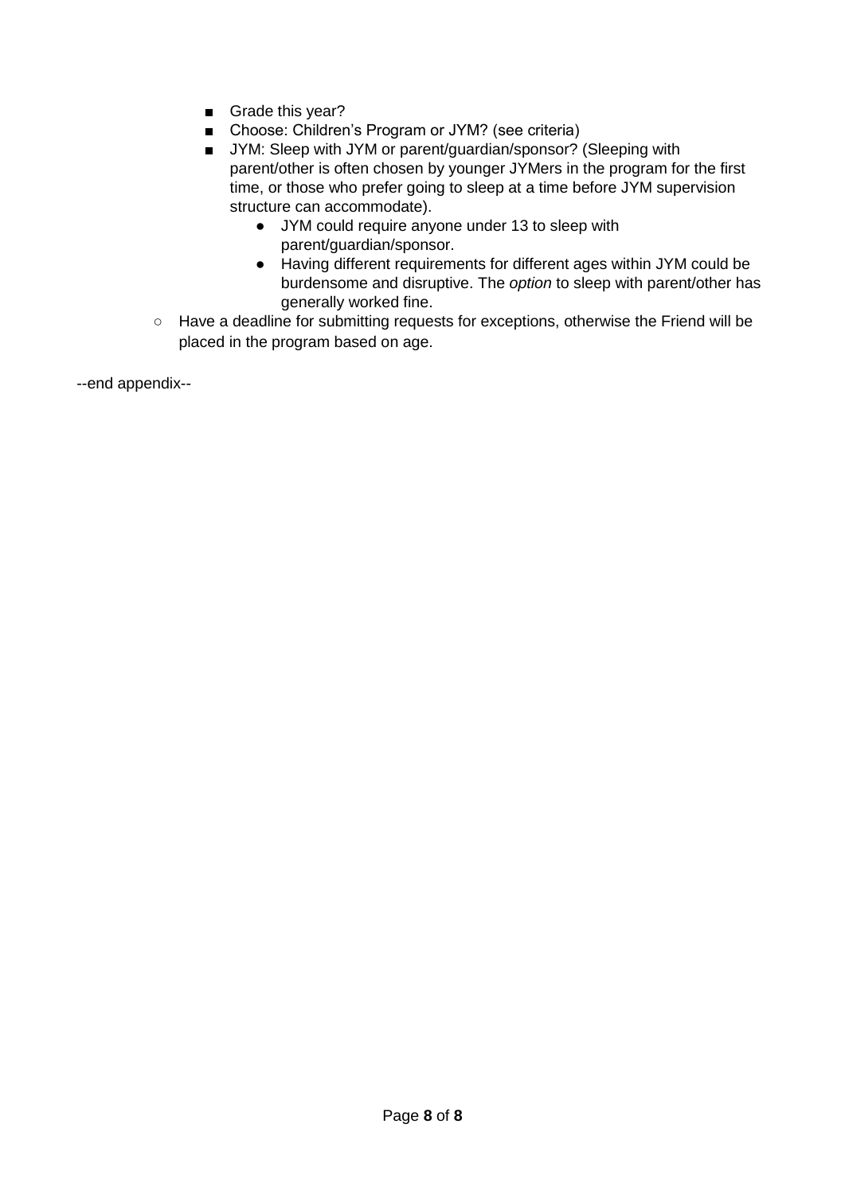- Grade this year?
        - Choose: Children's Program or JYM? (see criteria)
        - JYM: Sleep with JYM or parent/guardian/sponsor? (Sleeping with parent/other is often chosen by younger JYMers in the program for the first time, or those who prefer going to sleep at a time before JYM supervision structure can accommodate).
            - JYM could require anyone under 13 to sleep with parent/guardian/sponsor.
            - Having different requirements for different ages within JYM could be burdensome and disruptive. The *option* to sleep with parent/other has generally worked fine.
    - Have a deadline for submitting requests for exceptions, otherwise the Friend will be placed in the program based on age.

--end appendix--